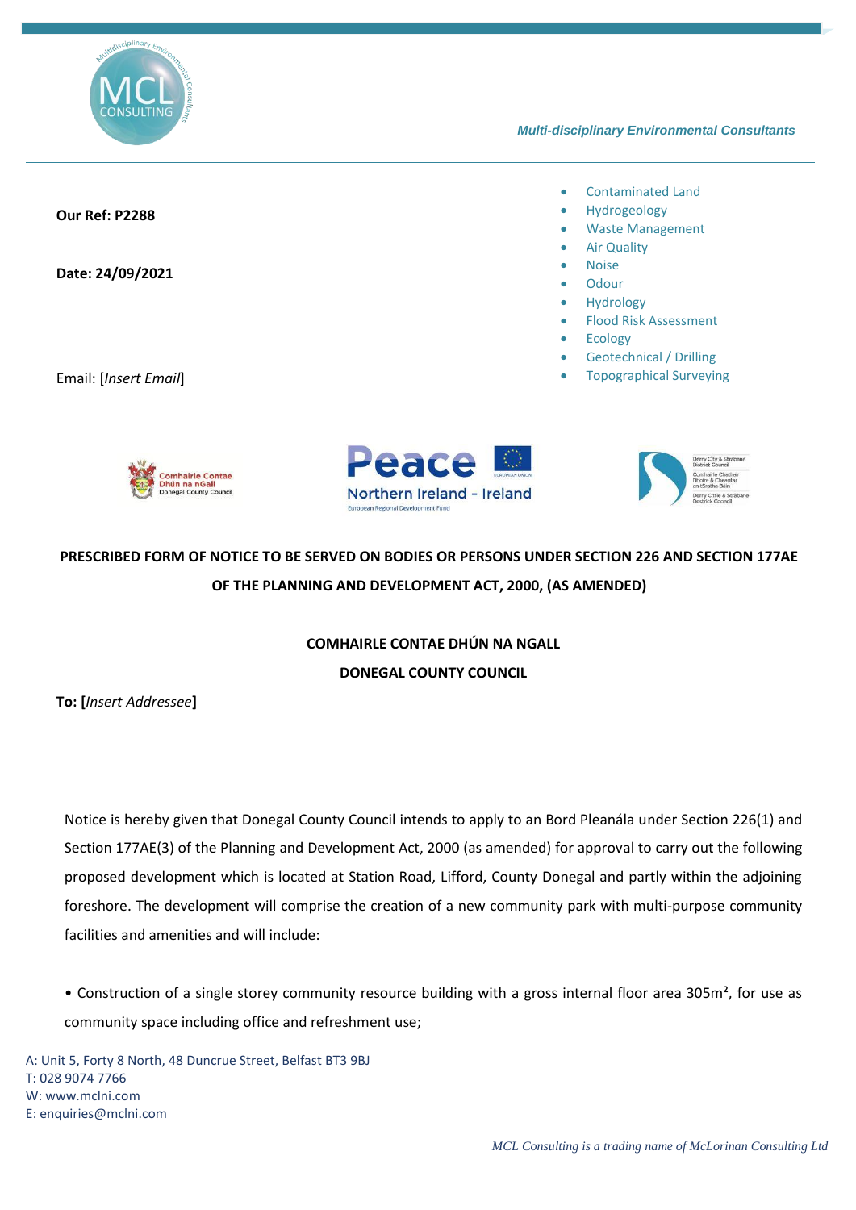*Multi-disciplinary Environmental Consultants*

**Our Ref: P2288**

**Date: 24/09/2021**

Email: [*Insert Email*]

- Contaminated Land
- Hydrogeology
- Waste Management
- Air Quality
- Noise
- Odour
- Hydrology
- Flood Risk Assessment
- Ecology
- Geotechnical / Drilling
- Topographical Surveying

**PRESCRIBED FORM OF NOTICE TO BE SERVED ON BODIES OR PERSONS UNDER SECTION 226 AND SECTION 177AE OF THE PLANNING AND DEVELOPMENT ACT, 2000, (AS AMENDED)**

**COMHAIRLE CONTAE DHÚN NA NGALL**

**DONEGAL COUNTY COUNCIL**

**To: [*Insert Addressee*]**

Notice is hereby given that Donegal County Council intends to apply to an Bord Pleanála under Section 226(1) and Section 177AE(3) of the Planning and Development Act, 2000 (as amended) for approval to carry out the following proposed development which is located at Station Road, Lifford, County Donegal and partly within the adjoining foreshore. The development will comprise the creation of a new community park with multi-purpose community facilities and amenities and will include:

- Construction of a single storey community resource building with a gross internal floor area 305m², for use as community space including office and refreshment use;

A: Unit 5, Forty 8 North, 48 Duncrue Street, Belfast BT3 9BJ
T: 028 9074 7766
W: www.mclni.com
E: enquiries@mclni.com

*MCL Consulting is a trading name of McLorinan Consulting Ltd*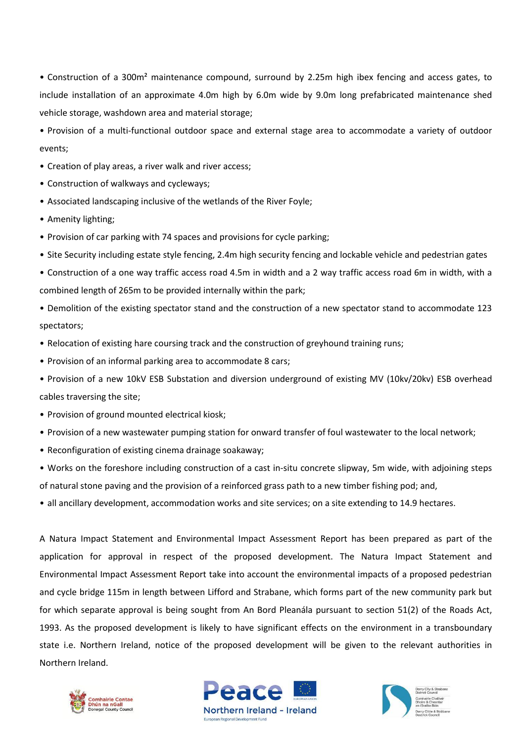- Construction of a 300m² maintenance compound, surround by 2.25m high ibex fencing and access gates, to include installation of an approximate 4.0m high by 6.0m wide by 9.0m long prefabricated maintenance shed vehicle storage, washdown area and material storage;
- Provision of a multi-functional outdoor space and external stage area to accommodate a variety of outdoor events;
- Creation of play areas, a river walk and river access;
- Construction of walkways and cycleways;
- Associated landscaping inclusive of the wetlands of the River Foyle;
- Amenity lighting;
- Provision of car parking with 74 spaces and provisions for cycle parking;
- Site Security including estate style fencing, 2.4m high security fencing and lockable vehicle and pedestrian gates
- Construction of a one way traffic access road 4.5m in width and a 2 way traffic access road 6m in width, with a combined length of 265m to be provided internally within the park;
- Demolition of the existing spectator stand and the construction of a new spectator stand to accommodate 123 spectators;
- Relocation of existing hare coursing track and the construction of greyhound training runs;
- Provision of an informal parking area to accommodate 8 cars;
- Provision of a new 10kV ESB Substation and diversion underground of existing MV (10kv/20kv) ESB overhead cables traversing the site;
- Provision of ground mounted electrical kiosk;
- Provision of a new wastewater pumping station for onward transfer of foul wastewater to the local network;
- Reconfiguration of existing cinema drainage soakaway;
- Works on the foreshore including construction of a cast in-situ concrete slipway, 5m wide, with adjoining steps of natural stone paving and the provision of a reinforced grass path to a new timber fishing pod; and,
- all ancillary development, accommodation works and site services; on a site extending to 14.9 hectares.

A Natura Impact Statement and Environmental Impact Assessment Report has been prepared as part of the application for approval in respect of the proposed development. The Natura Impact Statement and Environmental Impact Assessment Report take into account the environmental impacts of a proposed pedestrian and cycle bridge 115m in length between Lifford and Strabane, which forms part of the new community park but for which separate approval is being sought from An Bord Pleanála pursuant to section 51(2) of the Roads Act, 1993. As the proposed development is likely to have significant effects on the environment in a transboundary state i.e. Northern Ireland, notice of the proposed development will be given to the relevant authorities in Northern Ireland.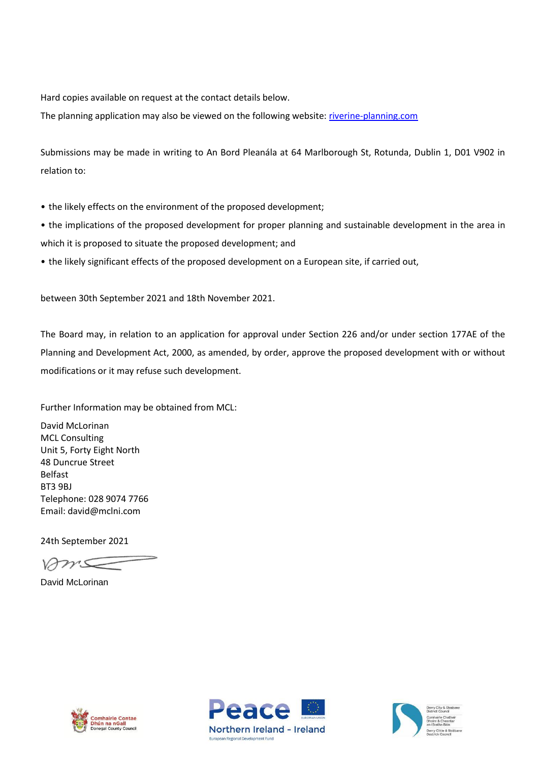Hard copies available on request at the contact details below.

The planning application may also be viewed on the following website: [riverine-planning.com](riverine-planning.com)

Submissions may be made in writing to An Bord Pleanála at 64 Marlborough St, Rotunda, Dublin 1, D01 V902 in relation to:

- the likely effects on the environment of the proposed development;
- the implications of the proposed development for proper planning and sustainable development in the area in which it is proposed to situate the proposed development; and
- the likely significant effects of the proposed development on a European site, if carried out,

between 30th September 2021 and 18th November 2021.

The Board may, in relation to an application for approval under Section 226 and/or under section 177AE of the Planning and Development Act, 2000, as amended, by order, approve the proposed development with or without modifications or it may refuse such development.

Further Information may be obtained from MCL:

David McLorinan  
MCL Consulting  
Unit 5, Forty Eight North  
48 Duncrue Street  
Belfast  
BT3 9BJ  
Telephone: 028 9074 7766  
Email: david@mclni.com

24th September 2021

David McLorinan

Comhairle Contae Dhún na nGall  
Donegal County Council

Peace  
Northern Ireland - Ireland  
European Regional Development Fund  
EUROPEAN UNION

Derry City & Strabane District Council  
Comhairle Chathair Dhoire & Cheantar an tSratha Báin  
Derry Citie & Stràbane Destrick Cooncil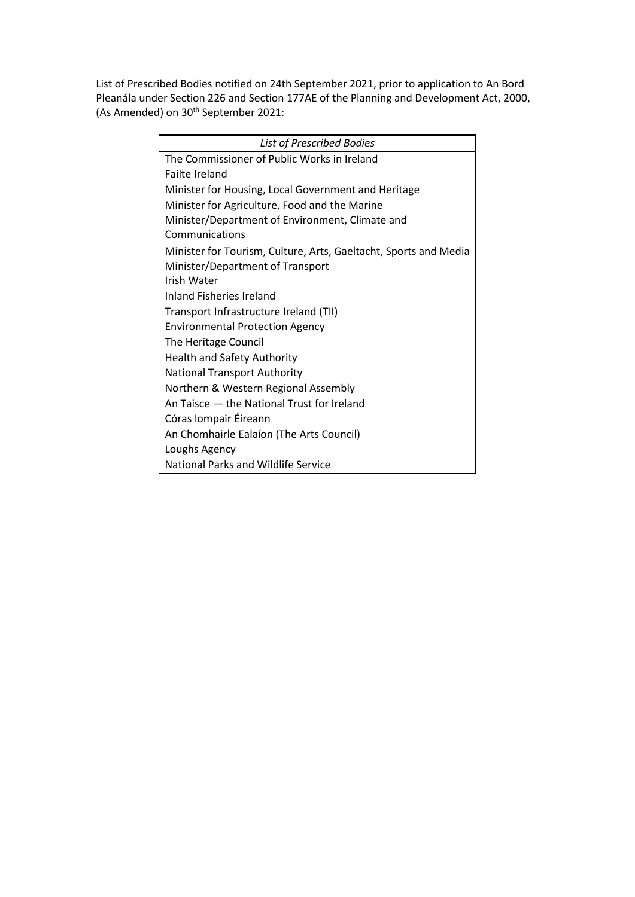List of Prescribed Bodies notified on 24th September 2021, prior to application to An Bord Pleanála under Section 226 and Section 177AE of the Planning and Development Act, 2000, (As Amended) on 30th September 2021:

| *List of Prescribed Bodies* |
|---|
| The Commissioner of Public Works in Ireland |
| Failte Ireland |
| Minister for Housing, Local Government and Heritage |
| Minister for Agriculture, Food and the Marine |
| Minister/Department of Environment, Climate and Communications |
| Minister for Tourism, Culture, Arts, Gaeltacht, Sports and Media |
| Minister/Department of Transport |
| Irish Water |
| Inland Fisheries Ireland |
| Transport Infrastructure Ireland (TII) |
| Environmental Protection Agency |
| The Heritage Council |
| Health and Safety Authority |
| National Transport Authority |
| Northern & Western Regional Assembly |
| An Taisce — the National Trust for Ireland |
| Córas Iompair Éireann |
| An Chomhairle Ealaíon (The Arts Council) |
| Loughs Agency |
| National Parks and Wildlife Service |